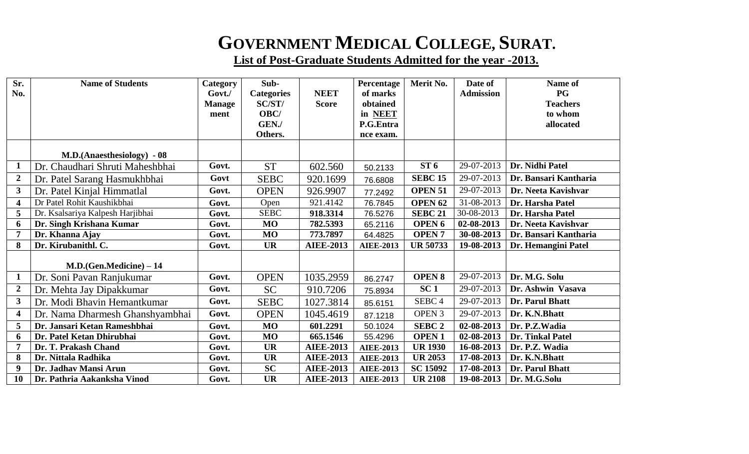# GOVERNMENT MEDICAL COLLEGE, SURAT.

**List of Post-Graduate Students Admitted for the year -2013.**

| Sr. No. | Name of Students | Category Govt./ Management | Sub-Categories SC/ST/ OBC/ GEN./ Others. | NEET Score | Percentage of marks obtained in NEET P.G.Entrance exam. | Merit No. | Date of Admission | Name of PG Teachers to whom allocated |
|---|---|---|---|---|---|---|---|---|
| | **M.D.(Anaesthesiology) - 08** | | | | | | | |
| 1 | Dr. Chaudhari Shruti Maheshbhai | Govt. | ST | 602.560 | 50.2133 | ST 6 | 29-07-2013 | Dr. Nidhi Patel |
| 2 | Dr. Patel Sarang Hasmukhbhai | Govt | SEBC | 920.1699 | 76.6808 | SEBC 15 | 29-07-2013 | Dr. Bansari Kantharia |
| 3 | Dr. Patel Kinjal Himmatlal | Govt. | OPEN | 926.9907 | 77.2492 | OPEN 51 | 29-07-2013 | Dr. Neeta Kavishvar |
| 4 | Dr Patel Rohit Kaushikbhai | Govt. | Open | 921.4142 | 76.7845 | OPEN 62 | 31-08-2013 | Dr. Harsha Patel |
| 5 | Dr. Ksalsariya Kalpesh Harjibhai | Govt. | SEBC | 918.3314 | 76.5276 | SEBC 21 | 30-08-2013 | Dr. Harsha Patel |
| 6 | Dr. Singh Krishana Kumar | Govt. | MO | 782.5393 | 65.2116 | OPEN 6 | 02-08-2013 | Dr. Neeta Kavishvar |
| 7 | Dr. Khanna Ajay | Govt. | MO | 773.7897 | 64.4825 | OPEN 7 | 30-08-2013 | Dr. Bansari Kantharia |
| 8 | Dr. Kirubanithl. C. | Govt. | UR | AIEE-2013 | AIEE-2013 | UR 50733 | 19-08-2013 | Dr. Hemangini Patel |
| | **M.D.(Gen.Medicine) – 14** | | | | | | | |
| 1 | Dr. Soni Pavan Ranjukumar | Govt. | OPEN | 1035.2959 | 86.2747 | OPEN 8 | 29-07-2013 | Dr. M.G. Solu |
| 2 | Dr. Mehta Jay Dipakkumar | Govt. | SC | 910.7206 | 75.8934 | SC 1 | 29-07-2013 | Dr. Ashwin Vasava |
| 3 | Dr. Modi Bhavin Hemantkumar | Govt. | SEBC | 1027.3814 | 85.6151 | SEBC 4 | 29-07-2013 | Dr. Parul Bhatt |
| 4 | Dr. Nama Dharmesh Ghanshyambhai | Govt. | OPEN | 1045.4619 | 87.1218 | OPEN 3 | 29-07-2013 | Dr. K.N.Bhatt |
| 5 | Dr. Jansari Ketan Rameshbhai | Govt. | MO | 601.2291 | 50.1024 | SEBC 2 | 02-08-2013 | Dr. P.Z.Wadia |
| 6 | Dr. Patel Ketan Dhirubhai | Govt. | MO | 665.1546 | 55.4296 | OPEN 1 | 02-08-2013 | Dr. Tinkal Patel |
| 7 | Dr. T. Prakash Chand | Govt. | UR | AIEE-2013 | AIEE-2013 | UR 1930 | 16-08-2013 | Dr. P.Z. Wadia |
| 8 | Dr. Nittala Radhika | Govt. | UR | AIEE-2013 | AIEE-2013 | UR 2053 | 17-08-2013 | Dr. K.N.Bhatt |
| 9 | Dr. Jadhav Mansi Arun | Govt. | SC | AIEE-2013 | AIEE-2013 | SC 15092 | 17-08-2013 | Dr. Parul Bhatt |
| 10 | Dr. Pathria Aakanksha Vinod | Govt. | UR | AIEE-2013 | AIEE-2013 | UR 2108 | 19-08-2013 | Dr. M.G.Solu |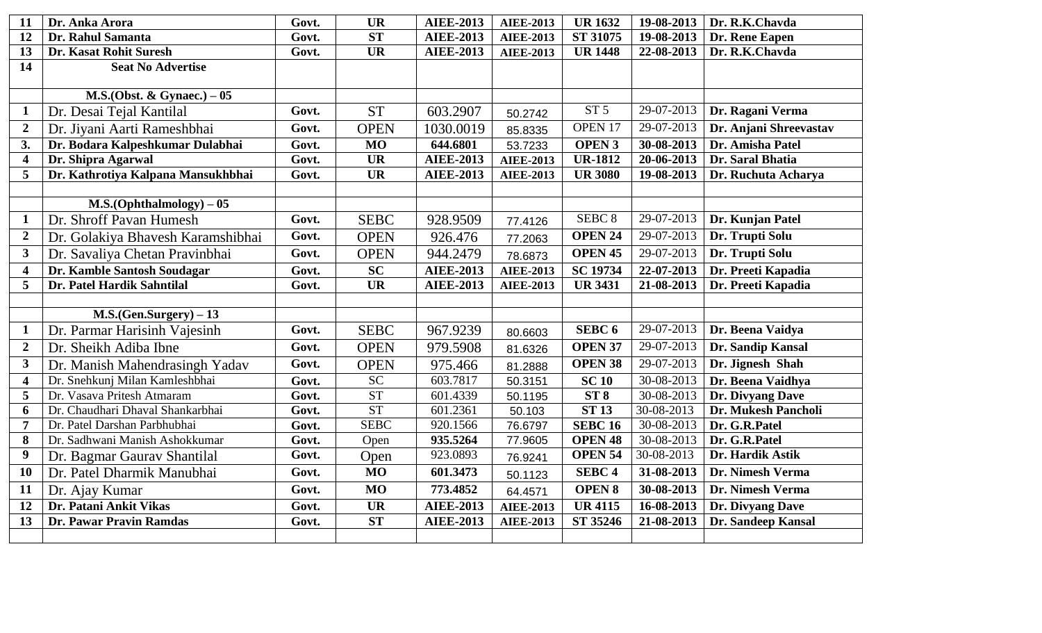| 11 | Dr. Anka Arora | Govt. | UR | AIEE-2013 | AIEE-2013 | UR 1632 | 19-08-2013 | Dr. R.K.Chavda |
|---|---|---|---|---|---|---|---|---|
| 12 | Dr. Rahul Samanta | Govt. | ST | AIEE-2013 | AIEE-2013 | ST 31075 | 19-08-2013 | Dr. Rene Eapen |
| 13 | Dr. Kasat Rohit Suresh | Govt. | UR | AIEE-2013 | AIEE-2013 | UR 1448 | 22-08-2013 | Dr. R.K.Chavda |
| 14 | Seat No Advertise | | | | | | | |
| | **M.S.(Obst. & Gynaec.) – 05** | | | | | | | |
| 1 | Dr. Desai Tejal Kantilal | Govt. | ST | 603.2907 | 50.2742 | ST 5 | 29-07-2013 | Dr. Ragani Verma |
| 2 | Dr. Jiyani Aarti Rameshbhai | Govt. | OPEN | 1030.0019 | 85.8335 | OPEN 17 | 29-07-2013 | Dr. Anjani Shreevastav |
| 3. | Dr. Bodara Kalpeshkumar Dulabhai | Govt. | MO | 644.6801 | 53.7233 | OPEN 3 | 30-08-2013 | Dr. Amisha Patel |
| 4 | Dr. Shipra Agarwal | Govt. | UR | AIEE-2013 | AIEE-2013 | UR-1812 | 20-06-2013 | Dr. Saral Bhatia |
| 5 | Dr. Kathrotiya Kalpana Mansukhbhai | Govt. | UR | AIEE-2013 | AIEE-2013 | UR 3080 | 19-08-2013 | Dr. Ruchuta Acharya |
| | | | | | | | | |
| | **M.S.(Ophthalmology) – 05** | | | | | | | |
| 1 | Dr. Shroff Pavan Humesh | Govt. | SEBC | 928.9509 | 77.4126 | SEBC 8 | 29-07-2013 | Dr. Kunjan Patel |
| 2 | Dr. Golakiya Bhavesh Karamshibhai | Govt. | OPEN | 926.476 | 77.2063 | OPEN 24 | 29-07-2013 | Dr. Trupti Solu |
| 3 | Dr. Savaliya Chetan Pravinbhai | Govt. | OPEN | 944.2479 | 78.6873 | OPEN 45 | 29-07-2013 | Dr. Trupti Solu |
| 4 | Dr. Kamble Santosh Soudagar | Govt. | SC | AIEE-2013 | AIEE-2013 | SC 19734 | 22-07-2013 | Dr. Preeti Kapadia |
| 5 | Dr. Patel Hardik Sahntilal | Govt. | UR | AIEE-2013 | AIEE-2013 | UR 3431 | 21-08-2013 | Dr. Preeti Kapadia |
| | | | | | | | | |
| | **M.S.(Gen.Surgery) – 13** | | | | | | | |
| 1 | Dr. Parmar Harisinh Vajesinh | Govt. | SEBC | 967.9239 | 80.6603 | SEBC 6 | 29-07-2013 | Dr. Beena Vaidya |
| 2 | Dr. Sheikh Adiba Ibne | Govt. | OPEN | 979.5908 | 81.6326 | OPEN 37 | 29-07-2013 | Dr. Sandip Kansal |
| 3 | Dr. Manish Mahendrasingh Yadav | Govt. | OPEN | 975.466 | 81.2888 | OPEN 38 | 29-07-2013 | Dr. Jignesh Shah |
| 4 | Dr. Snehkunj Milan Kamleshbhai | Govt. | SC | 603.7817 | 50.3151 | SC 10 | 30-08-2013 | Dr. Beena Vaidhya |
| 5 | Dr. Vasava Pritesh Atmaram | Govt. | ST | 601.4339 | 50.1195 | ST 8 | 30-08-2013 | Dr. Divyang Dave |
| 6 | Dr. Chaudhari Dhaval Shankarbhai | Govt. | ST | 601.2361 | 50.103 | ST 13 | 30-08-2013 | Dr. Mukesh Pancholi |
| 7 | Dr. Patel Darshan Parbhubhai | Govt. | SEBC | 920.1566 | 76.6797 | SEBC 16 | 30-08-2013 | Dr. G.R.Patel |
| 8 | Dr. Sadhwani Manish Ashokkumar | Govt. | Open | 935.5264 | 77.9605 | OPEN 48 | 30-08-2013 | Dr. G.R.Patel |
| 9 | Dr. Bagmar Gaurav Shantilal | Govt. | Open | 923.0893 | 76.9241 | OPEN 54 | 30-08-2013 | Dr. Hardik Astik |
| 10 | Dr. Patel Dharmik Manubhai | Govt. | MO | 601.3473 | 50.1123 | SEBC 4 | 31-08-2013 | Dr. Nimesh Verma |
| 11 | Dr. Ajay Kumar | Govt. | MO | 773.4852 | 64.4571 | OPEN 8 | 30-08-2013 | Dr. Nimesh Verma |
| 12 | Dr. Patani Ankit Vikas | Govt. | UR | AIEE-2013 | AIEE-2013 | UR 4115 | 16-08-2013 | Dr. Divyang Dave |
| 13 | Dr. Pawar Pravin Ramdas | Govt. | ST | AIEE-2013 | AIEE-2013 | ST 35246 | 21-08-2013 | Dr. Sandeep Kansal |
| | | | | | | | | |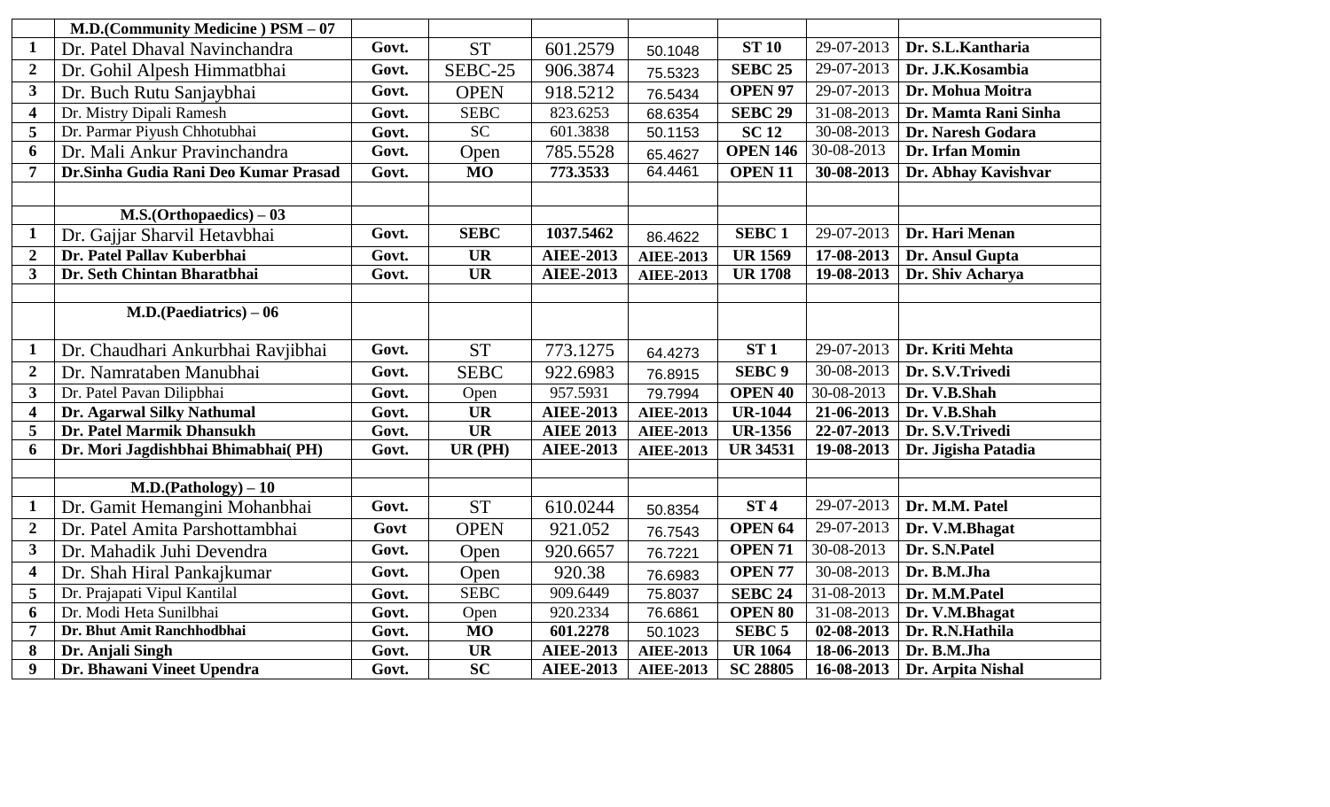| | M.D.(Community Medicine ) PSM – 07 | | | | | | | |
|---|---|---|---|---|---|---|---|---|
| 1 | Dr. Patel Dhaval Navinchandra | Govt. | ST | 601.2579 | 50.1048 | ST 10 | 29-07-2013 | Dr. S.L.Kantharia |
| 2 | Dr. Gohil Alpesh Himmatbhai | Govt. | SEBC-25 | 906.3874 | 75.5323 | SEBC 25 | 29-07-2013 | Dr. J.K.Kosambia |
| 3 | Dr. Buch Rutu Sanjaybhai | Govt. | OPEN | 918.5212 | 76.5434 | OPEN 97 | 29-07-2013 | Dr. Mohua Moitra |
| 4 | Dr. Mistry Dipali Ramesh | Govt. | SEBC | 823.6253 | 68.6354 | SEBC 29 | 31-08-2013 | Dr. Mamta Rani Sinha |
| 5 | Dr. Parmar Piyush Chhotubhai | Govt. | SC | 601.3838 | 50.1153 | SC 12 | 30-08-2013 | Dr. Naresh Godara |
| 6 | Dr. Mali Ankur Pravinchandra | Govt. | Open | 785.5528 | 65.4627 | OPEN 146 | 30-08-2013 | Dr. Irfan Momin |
| 7 | Dr.Sinha Gudia Rani Deo Kumar Prasad | Govt. | MO | 773.3533 | 64.4461 | OPEN 11 | 30-08-2013 | Dr. Abhay Kavishvar |
| | | | | | | | | |
| | M.S.(Orthopaedics) – 03 | | | | | | | |
| 1 | Dr. Gajjar Sharvil Hetavbhai | Govt. | SEBC | 1037.5462 | 86.4622 | SEBC 1 | 29-07-2013 | Dr. Hari Menan |
| 2 | Dr. Patel Pallav Kuberbhai | Govt. | UR | AIEE-2013 | AIEE-2013 | UR 1569 | 17-08-2013 | Dr. Ansul Gupta |
| 3 | Dr. Seth Chintan Bharatbhai | Govt. | UR | AIEE-2013 | AIEE-2013 | UR 1708 | 19-08-2013 | Dr. Shiv Acharya |
| | | | | | | | | |
| | M.D.(Paediatrics) – 06 | | | | | | | |
| 1 | Dr. Chaudhari Ankurbhai Ravjibhai | Govt. | ST | 773.1275 | 64.4273 | ST 1 | 29-07-2013 | Dr. Kriti Mehta |
| 2 | Dr. Namrataben Manubhai | Govt. | SEBC | 922.6983 | 76.8915 | SEBC 9 | 30-08-2013 | Dr. S.V.Trivedi |
| 3 | Dr. Patel Pavan Dilipbhai | Govt. | Open | 957.5931 | 79.7994 | OPEN 40 | 30-08-2013 | Dr. V.B.Shah |
| 4 | Dr. Agarwal Silky Nathumal | Govt. | UR | AIEE-2013 | AIEE-2013 | UR-1044 | 21-06-2013 | Dr. V.B.Shah |
| 5 | Dr. Patel Marmik Dhansukh | Govt. | UR | AIEE 2013 | AIEE-2013 | UR-1356 | 22-07-2013 | Dr. S.V.Trivedi |
| 6 | Dr. Mori Jagdishbhai Bhimabhai( PH) | Govt. | UR (PH) | AIEE-2013 | AIEE-2013 | UR 34531 | 19-08-2013 | Dr. Jigisha Patadia |
| | | | | | | | | |
| | M.D.(Pathology) – 10 | | | | | | | |
| 1 | Dr. Gamit Hemangini Mohanbhai | Govt. | ST | 610.0244 | 50.8354 | ST 4 | 29-07-2013 | Dr. M.M. Patel |
| 2 | Dr. Patel Amita Parshottambhai | Govt | OPEN | 921.052 | 76.7543 | OPEN 64 | 29-07-2013 | Dr. V.M.Bhagat |
| 3 | Dr. Mahadik Juhi Devendra | Govt. | Open | 920.6657 | 76.7221 | OPEN 71 | 30-08-2013 | Dr. S.N.Patel |
| 4 | Dr. Shah Hiral Pankajkumar | Govt. | Open | 920.38 | 76.6983 | OPEN 77 | 30-08-2013 | Dr. B.M.Jha |
| 5 | Dr. Prajapati Vipul Kantilal | Govt. | SEBC | 909.6449 | 75.8037 | SEBC 24 | 31-08-2013 | Dr. M.M.Patel |
| 6 | Dr. Modi Heta Sunilbhai | Govt. | Open | 920.2334 | 76.6861 | OPEN 80 | 31-08-2013 | Dr. V.M.Bhagat |
| 7 | Dr. Bhut Amit Ranchhodbhai | Govt. | MO | 601.2278 | 50.1023 | SEBC 5 | 02-08-2013 | Dr. R.N.Hathila |
| 8 | Dr. Anjali Singh | Govt. | UR | AIEE-2013 | AIEE-2013 | UR 1064 | 18-06-2013 | Dr. B.M.Jha |
| 9 | Dr. Bhawani Vineet Upendra | Govt. | SC | AIEE-2013 | AIEE-2013 | SC 28805 | 16-08-2013 | Dr. Arpita Nishal |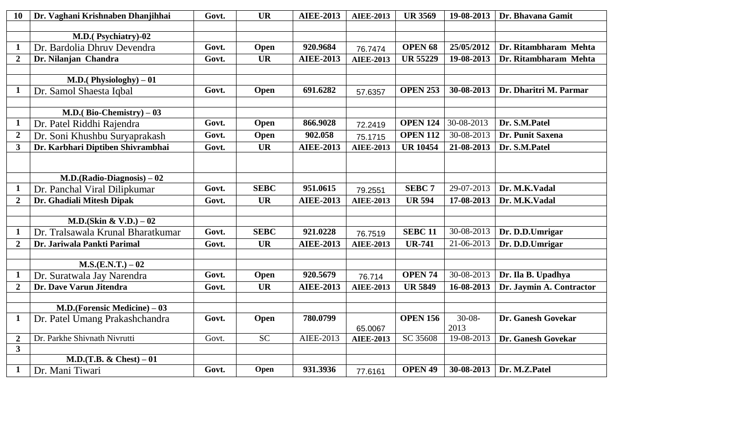| 10 | Dr. Vaghani Krishnaben Dhanjihhai | Govt. | UR | AIEE-2013 | AIEE-2013 | UR 3569 | 19-08-2013 | Dr. Bhavana Gamit |
|---|---|---|---|---|---|---|---|---|
| | | | | | | | | |
| | **M.D.( Psychiatry)-02** | | | | | | | |
| 1 | Dr. Bardolia Dhruv Devendra | Govt. | Open | 920.9684 | 76.7474 | OPEN 68 | 25/05/2012 | Dr. Ritambharam Mehta |
| 2 | Dr. Nilanjan Chandra | Govt. | UR | AIEE-2013 | AIEE-2013 | UR 55229 | 19-08-2013 | Dr. Ritambharam Mehta |
| | | | | | | | | |
| | **M.D.( Physiologhy) – 01** | | | | | | | |
| 1 | Dr. Samol Shaesta Iqbal | Govt. | Open | 691.6282 | 57.6357 | OPEN 253 | 30-08-2013 | Dr. Dharitri M. Parmar |
| | | | | | | | | |
| | **M.D.( Bio-Chemistry) – 03** | | | | | | | |
| 1 | Dr. Patel Riddhi Rajendra | Govt. | Open | 866.9028 | 72.2419 | OPEN 124 | 30-08-2013 | Dr. S.M.Patel |
| 2 | Dr. Soni Khushbu Suryaprakash | Govt. | Open | 902.058 | 75.1715 | OPEN 112 | 30-08-2013 | Dr. Punit Saxena |
| 3 | Dr. Karbhari Diptiben Shivrambhai | Govt. | UR | AIEE-2013 | AIEE-2013 | UR 10454 | 21-08-2013 | Dr. S.M.Patel |
| | | | | | | | | |
| | **M.D.(Radio-Diagnosis) – 02** | | | | | | | |
| 1 | Dr. Panchal Viral Dilipkumar | Govt. | SEBC | 951.0615 | 79.2551 | SEBC 7 | 29-07-2013 | Dr. M.K.Vadal |
| 2 | Dr. Ghadiali Mitesh Dipak | Govt. | UR | AIEE-2013 | AIEE-2013 | UR 594 | 17-08-2013 | Dr. M.K.Vadal |
| | | | | | | | | |
| | **M.D.(Skin & V.D.) – 02** | | | | | | | |
| 1 | Dr. Tralsawala Krunal Bharatkumar | Govt. | SEBC | 921.0228 | 76.7519 | SEBC 11 | 30-08-2013 | Dr. D.D.Umrigar |
| 2 | Dr. Jariwala Pankti Parimal | Govt. | UR | AIEE-2013 | AIEE-2013 | UR-741 | 21-06-2013 | Dr. D.D.Umrigar |
| | | | | | | | | |
| | **M.S.(E.N.T.) – 02** | | | | | | | |
| 1 | Dr. Suratwala Jay Narendra | Govt. | Open | 920.5679 | 76.714 | OPEN 74 | 30-08-2013 | Dr. Ila B. Upadhya |
| 2 | Dr. Dave Varun Jitendra | Govt. | UR | AIEE-2013 | AIEE-2013 | UR 5849 | 16-08-2013 | Dr. Jaymin A. Contractor |
| | | | | | | | | |
| | **M.D.(Forensic Medicine) – 03** | | | | | | | |
| 1 | Dr. Patel Umang Prakashchandra | Govt. | Open | 780.0799 | 65.0067 | OPEN 156 | 30-08-2013 | Dr. Ganesh Govekar |
| 2 | Dr. Parkhe Shivnath Nivrutti | Govt. | SC | AIEE-2013 | AIEE-2013 | SC 35608 | 19-08-2013 | Dr. Ganesh Govekar |
| 3 | | | | | | | | |
| | **M.D.(T.B. & Chest) – 01** | | | | | | | |
| 1 | Dr. Mani Tiwari | Govt. | Open | 931.3936 | 77.6161 | OPEN 49 | 30-08-2013 | Dr. M.Z.Patel |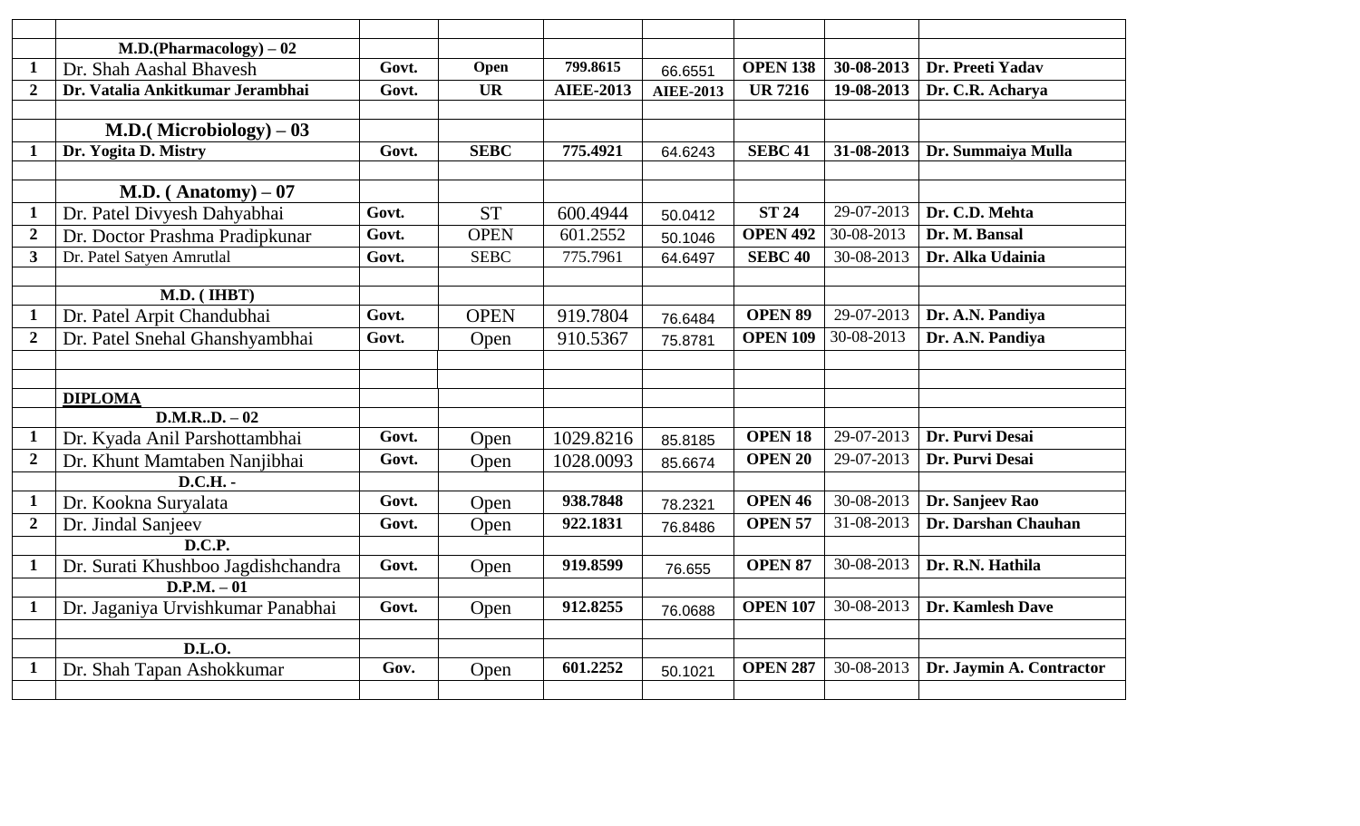| | | | | | | | | |
|---|---|---|---|---|---|---|---|---|
| | **M.D.(Pharmacology) – 02** | | | | | | | |
| **1** | Dr. Shah Aashal Bhavesh | **Govt.** | **Open** | **799.8615** | 66.6551 | **OPEN 138** | **30-08-2013** | **Dr. Preeti Yadav** |
| **2** | **Dr. Vatalia Ankitkumar Jerambhai** | **Govt.** | **UR** | **AIEE-2013** | **AIEE-2013** | **UR 7216** | **19-08-2013** | **Dr. C.R. Acharya** |
| | | | | | | | | |
| | **M.D.( Microbiology) – 03** | | | | | | | |
| **1** | **Dr. Yogita D. Mistry** | **Govt.** | **SEBC** | **775.4921** | 64.6243 | **SEBC 41** | **31-08-2013** | **Dr. Summaiya Mulla** |
| | | | | | | | | |
| | **M.D. ( Anatomy) – 07** | | | | | | | |
| **1** | Dr. Patel Divyesh Dahyabhai | **Govt.** | ST | 600.4944 | 50.0412 | **ST 24** | 29-07-2013 | **Dr. C.D. Mehta** |
| **2** | Dr. Doctor Prashma Pradipkunar | **Govt.** | OPEN | 601.2552 | 50.1046 | **OPEN 492** | 30-08-2013 | **Dr. M. Bansal** |
| **3** | Dr. Patel Satyen Amrutlal | **Govt.** | SEBC | 775.7961 | 64.6497 | **SEBC 40** | 30-08-2013 | **Dr. Alka Udainia** |
| | | | | | | | | |
| | **M.D. ( IHBT)** | | | | | | | |
| **1** | Dr. Patel Arpit Chandubhai | **Govt.** | OPEN | 919.7804 | 76.6484 | **OPEN 89** | 29-07-2013 | **Dr. A.N. Pandiya** |
| **2** | Dr. Patel Snehal Ghanshyambhai | **Govt.** | Open | 910.5367 | 75.8781 | **OPEN 109** | 30-08-2013 | **Dr. A.N. Pandiya** |
| | | | | | | | | |
| | | | | | | | | |
| | **DIPLOMA** | | | | | | | |
| | **D.M.R..D. – 02** | | | | | | | |
| **1** | Dr. Kyada Anil Parshottambhai | **Govt.** | Open | 1029.8216 | 85.8185 | **OPEN 18** | 29-07-2013 | **Dr. Purvi Desai** |
| **2** | Dr. Khunt Mamtaben Nanjibhai | **Govt.** | Open | 1028.0093 | 85.6674 | **OPEN 20** | 29-07-2013 | **Dr. Purvi Desai** |
| | **D.C.H. -** | | | | | | | |
| **1** | Dr. Kookna Suryalata | **Govt.** | Open | **938.7848** | 78.2321 | **OPEN 46** | 30-08-2013 | **Dr. Sanjeev Rao** |
| **2** | Dr. Jindal Sanjeev | **Govt.** | Open | **922.1831** | 76.8486 | **OPEN 57** | 31-08-2013 | **Dr. Darshan Chauhan** |
| | **D.C.P.** | | | | | | | |
| **1** | Dr. Surati Khushboo Jagdishchandra | **Govt.** | Open | **919.8599** | 76.655 | **OPEN 87** | 30-08-2013 | **Dr. R.N. Hathila** |
| | **D.P.M. – 01** | | | | | | | |
| **1** | Dr. Jaganiya Urvishkumar Panabhai | **Govt.** | Open | **912.8255** | 76.0688 | **OPEN 107** | 30-08-2013 | **Dr. Kamlesh Dave** |
| | | | | | | | | |
| | **D.L.O.** | | | | | | | |
| **1** | Dr. Shah Tapan Ashokkumar | **Gov.** | Open | **601.2252** | 50.1021 | **OPEN 287** | 30-08-2013 | **Dr. Jaymin A. Contractor** |
| | | | | | | | | |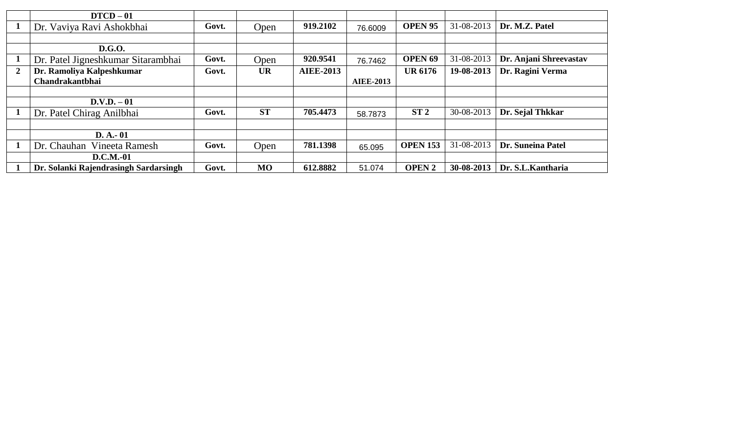| | | | | | | | | | |
|---|---|---|---|---|---|---|---|---|---|
| | **DTCD – 01** | | | | | | | | |
| **1** | Dr. Vaviya Ravi Ashokbhai | **Govt.** | Open | **919.2102** | 76.6009 | **OPEN 95** | 31-08-2013 | **Dr. M.Z. Patel** |
| | | | | | | | | | |
| | **D.G.O.** | | | | | | | | |
| **1** | Dr. Patel Jigneshkumar Sitarambhai | **Govt.** | Open | **920.9541** | 76.7462 | **OPEN 69** | 31-08-2013 | **Dr. Anjani Shreevastav** |
| **2** | **Dr. Ramoliya Kalpeshkumar Chandrakantbhai** | **Govt.** | **UR** | **AIEE-2013** | **AIEE-2013** | **UR 6176** | **19-08-2013** | **Dr. Ragini Verma** |
| | | | | | | | | | |
| | **D.V.D. – 01** | | | | | | | | |
| **1** | Dr. Patel Chirag Anilbhai | **Govt.** | **ST** | **705.4473** | 58.7873 | **ST 2** | 30-08-2013 | **Dr. Sejal Thkkar** |
| | | | | | | | | | |
| | **D. A.- 01** | | | | | | | | |
| **1** | Dr. Chauhan Vineeta Ramesh | **Govt.** | Open | **781.1398** | 65.095 | **OPEN 153** | 31-08-2013 | **Dr. Suneina Patel** |
| | **D.C.M.-01** | | | | | | | | |
| **1** | **Dr. Solanki Rajendrasingh Sardarsingh** | **Govt.** | **MO** | **612.8882** | 51.074 | **OPEN 2** | **30-08-2013** | **Dr. S.L.Kantharia** |